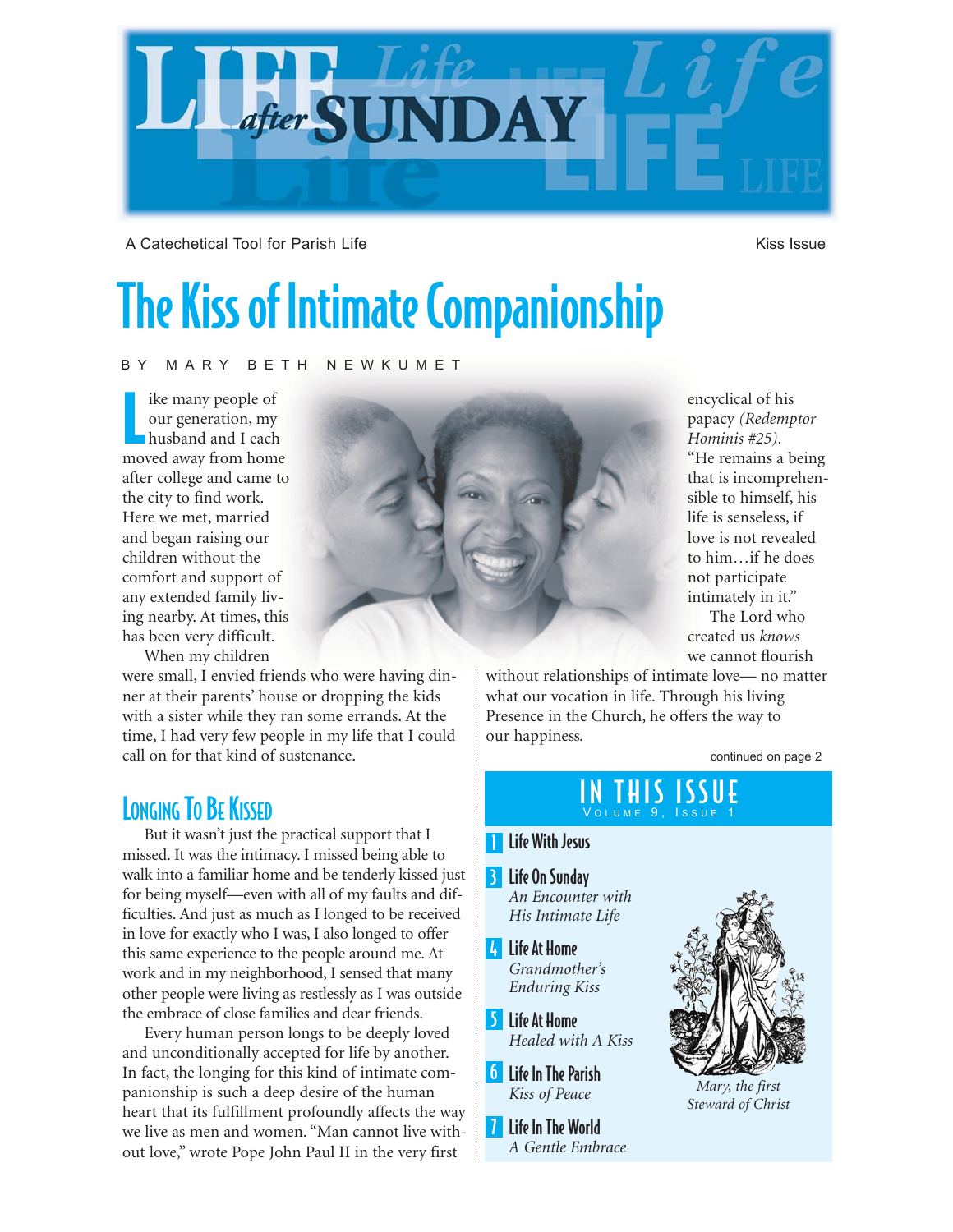# Life after SUNDAY

A Catechetical Tool for Parish Life

Kiss Issue

# The Kiss of Intimate Companionship

BY MARY BETH NEWKUMET

Like many people of our generation, my husband and I each moved away from home after college and came to the city to find work. Here we met, married and began raising our children without the comfort and support of any extended family living nearby. At times, this has been very difficult.

When my children were small, I envied friends who were having dinner at their parents' house or dropping the kids with a sister while they ran some errands. At the time, I had very few people in my life that I could call on for that kind of sustenance.

## Longing To Be Kissed

But it wasn't just the practical support that I missed. It was the intimacy. I missed being able to walk into a familiar home and be tenderly kissed just for being myself—even with all of my faults and difficulties. And just as much as I longed to be received in love for exactly who I was, I also longed to offer this same experience to the people around me. At work and in my neighborhood, I sensed that many other people were living as restlessly as I was outside the embrace of close families and dear friends.

Every human person longs to be deeply loved and unconditionally accepted for life by another. In fact, the longing for this kind of intimate companionship is such a deep desire of the human heart that its fulfillment profoundly affects the way we live as men and women. "Man cannot live without love," wrote Pope John Paul II in the very first encyclical of his papacy *(Redemptor Hominis #25)*. "He remains a being that is incomprehensible to himself, his life is senseless, if love is not revealed to him…if he does not participate intimately in it."

The Lord who created us *knows* we cannot flourish without relationships of intimate love— no matter what our vocation in life. Through his living Presence in the Church, he offers the way to our happiness.

continued on page 2

## IN THIS ISSUE
Volume 9, Issue 1

1 **Life With Jesus**

3 **Life On Sunday**
*An Encounter with His Intimate Life*

4 **Life At Home**
*Grandmother's Enduring Kiss*

5 **Life At Home**
*Healed with A Kiss*

6 **Life In The Parish**
*Kiss of Peace*

7 **Life In The World**
*A Gentle Embrace*

*Mary, the first Steward of Christ*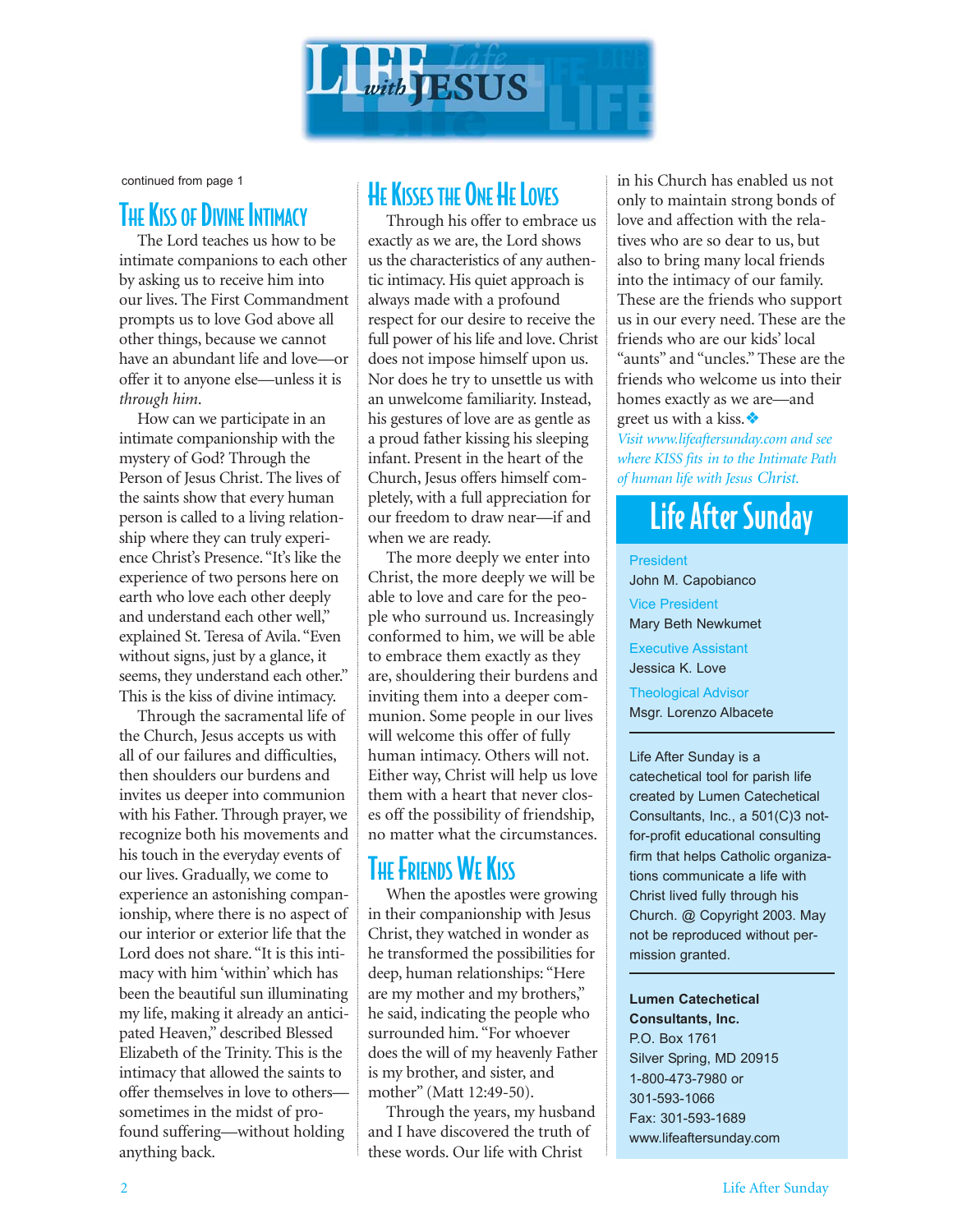# Life with Jesus

continued from page 1

## The Kiss of Divine Intimacy

The Lord teaches us how to be intimate companions to each other by asking us to receive him into our lives. The First Commandment prompts us to love God above all other things, because we cannot have an abundant life and love—or offer it to anyone else—unless it is *through him*.

How can we participate in an intimate companionship with the mystery of God? Through the Person of Jesus Christ. The lives of the saints show that every human person is called to a living relationship where they can truly experience Christ's Presence. "It's like the experience of two persons here on earth who love each other deeply and understand each other well," explained St. Teresa of Avila. "Even without signs, just by a glance, it seems, they understand each other." This is the kiss of divine intimacy.

Through the sacramental life of the Church, Jesus accepts us with all of our failures and difficulties, then shoulders our burdens and invites us deeper into communion with his Father. Through prayer, we recognize both his movements and his touch in the everyday events of our lives. Gradually, we come to experience an astonishing companionship, where there is no aspect of our interior or exterior life that the Lord does not share. "It is this intimacy with him 'within' which has been the beautiful sun illuminating my life, making it already an anticipated Heaven," described Blessed Elizabeth of the Trinity. This is the intimacy that allowed the saints to offer themselves in love to others—sometimes in the midst of profound suffering—without holding anything back.

## He Kisses the One He Loves

Through his offer to embrace us exactly as we are, the Lord shows us the characteristics of any authentic intimacy. His quiet approach is always made with a profound respect for our desire to receive the full power of his life and love. Christ does not impose himself upon us. Nor does he try to unsettle us with an unwelcome familiarity. Instead, his gestures of love are as gentle as a proud father kissing his sleeping infant. Present in the heart of the Church, Jesus offers himself completely, with a full appreciation for our freedom to draw near—if and when we are ready.

The more deeply we enter into Christ, the more deeply we will be able to love and care for the people who surround us. Increasingly conformed to him, we will be able to embrace them exactly as they are, shouldering their burdens and inviting them into a deeper communion. Some people in our lives will welcome this offer of fully human intimacy. Others will not. Either way, Christ will help us love them with a heart that never closes off the possibility of friendship, no matter what the circumstances.

## The Friends We Kiss

When the apostles were growing in their companionship with Jesus Christ, they watched in wonder as he transformed the possibilities for deep, human relationships: "Here are my mother and my brothers," he said, indicating the people who surrounded him. "For whoever does the will of my heavenly Father is my brother, and sister, and mother" (Matt 12:49-50).

Through the years, my husband and I have discovered the truth of these words. Our life with Christ in his Church has enabled us not only to maintain strong bonds of love and affection with the relatives who are so dear to us, but also to bring many local friends into the intimacy of our family. These are the friends who support us in our every need. These are the friends who are our kids' local "aunts" and "uncles." These are the friends who welcome us into their homes exactly as we are—and greet us with a kiss.❖

*Visit www.lifeaftersunday.com and see where KISS fits in to the Intimate Path of human life with Jesus Christ.*

## Life After Sunday

President
John M. Capobianco

Vice President
Mary Beth Newkumet

Executive Assistant
Jessica K. Love

Theological Advisor
Msgr. Lorenzo Albacete

Life After Sunday is a catechetical tool for parish life created by Lumen Catechetical Consultants, Inc., a 501(C)3 not-for-profit educational consulting firm that helps Catholic organizations communicate a life with Christ lived fully through his Church. @ Copyright 2003. May not be reproduced without permission granted.

**Lumen Catechetical Consultants, Inc.**
P.O. Box 1761
Silver Spring, MD 20915
1-800-473-7980 or
301-593-1066
Fax: 301-593-1689
www.lifeaftersunday.com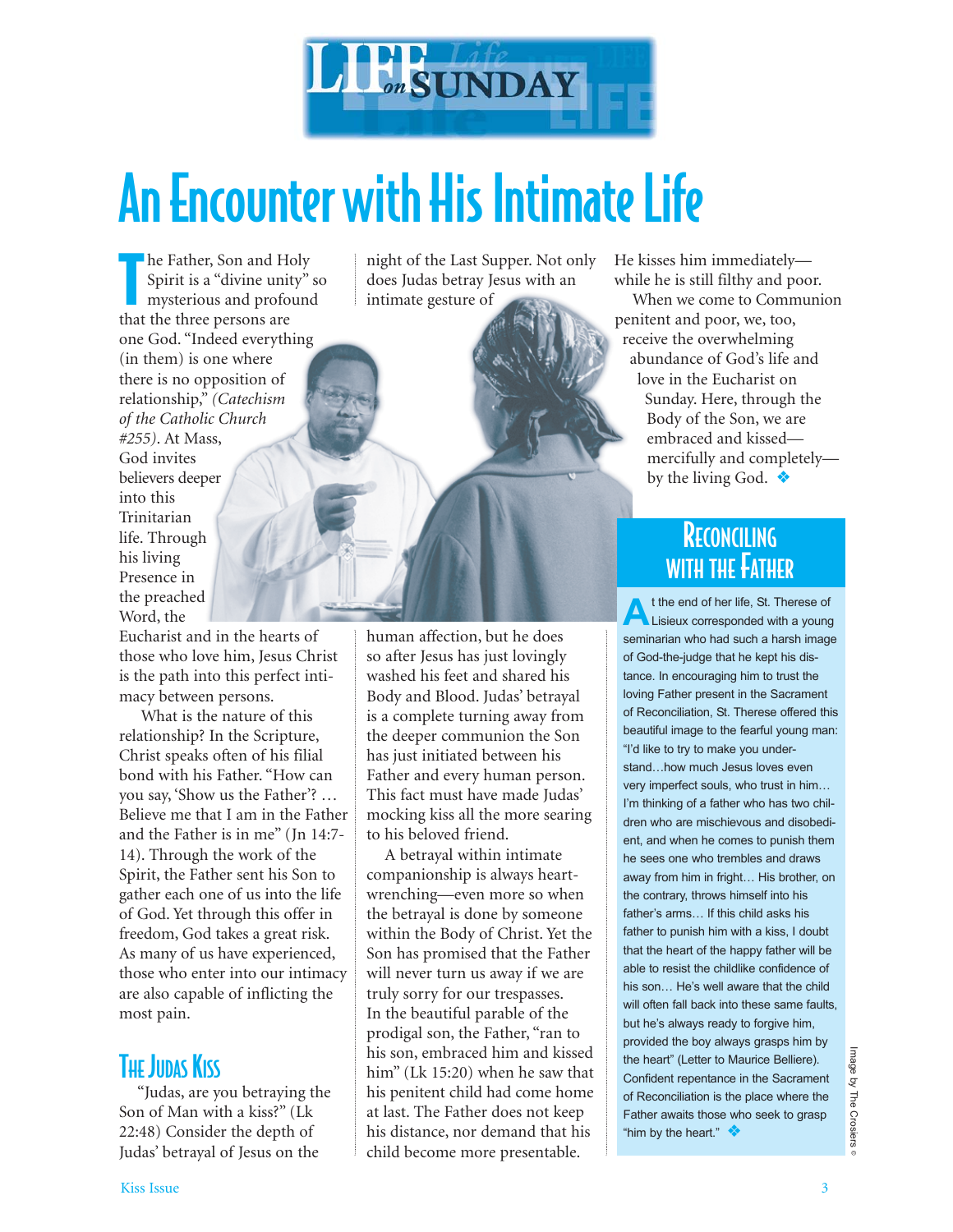# An Encounter with His Intimate Life

The Father, Son and Holy Spirit is a "divine unity" so mysterious and profound that the three persons are one God. "Indeed everything (in them) is one where there is no opposition of relationship," *(Catechism of the Catholic Church #255)*. At Mass, God invites believers deeper into this Trinitarian life. Through his living Presence in the preached Word, the Eucharist and in the hearts of those who love him, Jesus Christ is the path into this perfect intimacy between persons.

What is the nature of this relationship? In the Scripture, Christ speaks often of his filial bond with his Father. "How can you say, 'Show us the Father'? … Believe me that I am in the Father and the Father is in me" (Jn 14:7-14). Through the work of the Spirit, the Father sent his Son to gather each one of us into the life of God. Yet through this offer in freedom, God takes a great risk. As many of us have experienced, those who enter into our intimacy are also capable of inflicting the most pain.

## The Judas Kiss

"Judas, are you betraying the Son of Man with a kiss?" (Lk 22:48) Consider the depth of Judas' betrayal of Jesus on the night of the Last Supper. Not only does Judas betray Jesus with an intimate gesture of human affection, but he does so after Jesus has just lovingly washed his feet and shared his Body and Blood. Judas' betrayal is a complete turning away from the deeper communion the Son has just initiated between his Father and every human person. This fact must have made Judas' mocking kiss all the more searing to his beloved friend.

A betrayal within intimate companionship is always heart-wrenching—even more so when the betrayal is done by someone within the Body of Christ. Yet the Son has promised that the Father will never turn us away if we are truly sorry for our trespasses. In the beautiful parable of the prodigal son, the Father, "ran to his son, embraced him and kissed him" (Lk 15:20) when he saw that his penitent child had come home at last. The Father does not keep his distance, nor demand that his child become more presentable. He kisses him immediately—while he is still filthy and poor.

When we come to Communion penitent and poor, we, too, receive the overwhelming abundance of God's life and love in the Eucharist on Sunday. Here, through the Body of the Son, we are embraced and kissed—mercifully and completely—by the living God. ❖

## Reconciling with the Father

At the end of her life, St. Therese of Lisieux corresponded with a young seminarian who had such a harsh image of God-the-judge that he kept his distance. In encouraging him to trust the loving Father present in the Sacrament of Reconciliation, St. Therese offered this beautiful image to the fearful young man: "I'd like to try to make you understand…how much Jesus loves even very imperfect souls, who trust in him… I'm thinking of a father who has two children who are mischievous and disobedient, and when he comes to punish them he sees one who trembles and draws away from him in fright… His brother, on the contrary, throws himself into his father's arms… If this child asks his father to punish him with a kiss, I doubt that the heart of the happy father will be able to resist the childlike confidence of his son… He's well aware that the child will often fall back into these same faults, but he's always ready to forgive him, provided the boy always grasps him by the heart" (Letter to Maurice Belliere). Confident repentance in the Sacrament of Reconciliation is the place where the Father awaits those who seek to grasp "him by the heart." ❖

Image by The Crosiers ©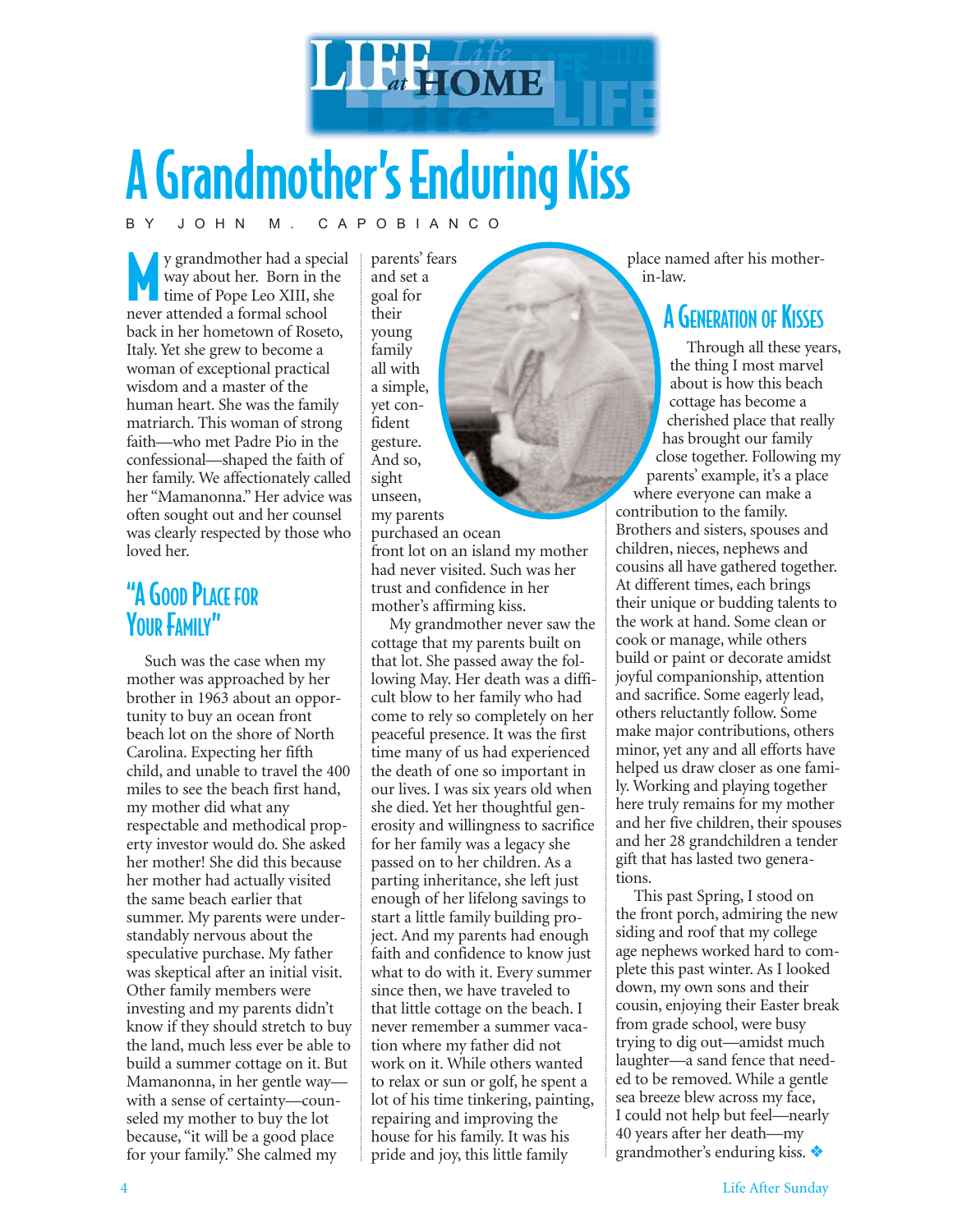# A Grandmother's Enduring Kiss

BY JOHN M. CAPOBIANCO

My grandmother had a special way about her. Born in the time of Pope Leo XIII, she never attended a formal school back in her hometown of Roseto, Italy. Yet she grew to become a woman of exceptional practical wisdom and a master of the human heart. She was the family matriarch. This woman of strong faith—who met Padre Pio in the confessional—shaped the faith of her family. We affectionately called her "Mamanonna." Her advice was often sought out and her counsel was clearly respected by those who loved her.

## "A Good Place for Your Family"

Such was the case when my mother was approached by her brother in 1963 about an opportunity to buy an ocean front beach lot on the shore of North Carolina. Expecting her fifth child, and unable to travel the 400 miles to see the beach first hand, my mother did what any respectable and methodical property investor would do. She asked her mother! She did this because her mother had actually visited the same beach earlier that summer. My parents were understandably nervous about the speculative purchase. My father was skeptical after an initial visit. Other family members were investing and my parents didn't know if they should stretch to buy the land, much less ever be able to build a summer cottage on it. But Mamanonna, in her gentle way—with a sense of certainty—counseled my mother to buy the lot because, "it will be a good place for your family." She calmed my parents' fears and set a goal for their young family all with a simple, yet confident gesture. And so, sight unseen, my parents purchased an ocean front lot on an island my mother had never visited. Such was her trust and confidence in her mother's affirming kiss.

My grandmother never saw the cottage that my parents built on that lot. She passed away the following May. Her death was a difficult blow to her family who had come to rely so completely on her peaceful presence. It was the first time many of us had experienced the death of one so important in our lives. I was six years old when she died. Yet her thoughtful generosity and willingness to sacrifice for her family was a legacy she passed on to her children. As a parting inheritance, she left just enough of her lifelong savings to start a little family building project. And my parents had enough faith and confidence to know just what to do with it. Every summer since then, we have traveled to that little cottage on the beach. I never remember a summer vacation where my father did not work on it. While others wanted to relax or sun or golf, he spent a lot of his time tinkering, painting, repairing and improving the house for his family. It was his pride and joy, this little family place named after his mother-in-law.

## A Generation of Kisses

Through all these years, the thing I most marvel about is how this beach cottage has become a cherished place that really has brought our family close together. Following my parents' example, it's a place where everyone can make a contribution to the family. Brothers and sisters, spouses and children, nieces, nephews and cousins all have gathered together. At different times, each brings their unique or budding talents to the work at hand. Some clean or cook or manage, while others build or paint or decorate amidst joyful companionship, attention and sacrifice. Some eagerly lead, others reluctantly follow. Some make major contributions, others minor, yet any and all efforts have helped us draw closer as one family. Working and playing together here truly remains for my mother and her five children, their spouses and her 28 grandchildren a tender gift that has lasted two generations.

This past Spring, I stood on the front porch, admiring the new siding and roof that my college age nephews worked hard to complete this past winter. As I looked down, my own sons and their cousin, enjoying their Easter break from grade school, were busy trying to dig out—amidst much laughter—a sand fence that needed to be removed. While a gentle sea breeze blew across my face, I could not help but feel—nearly 40 years after her death—my grandmother's enduring kiss. ❖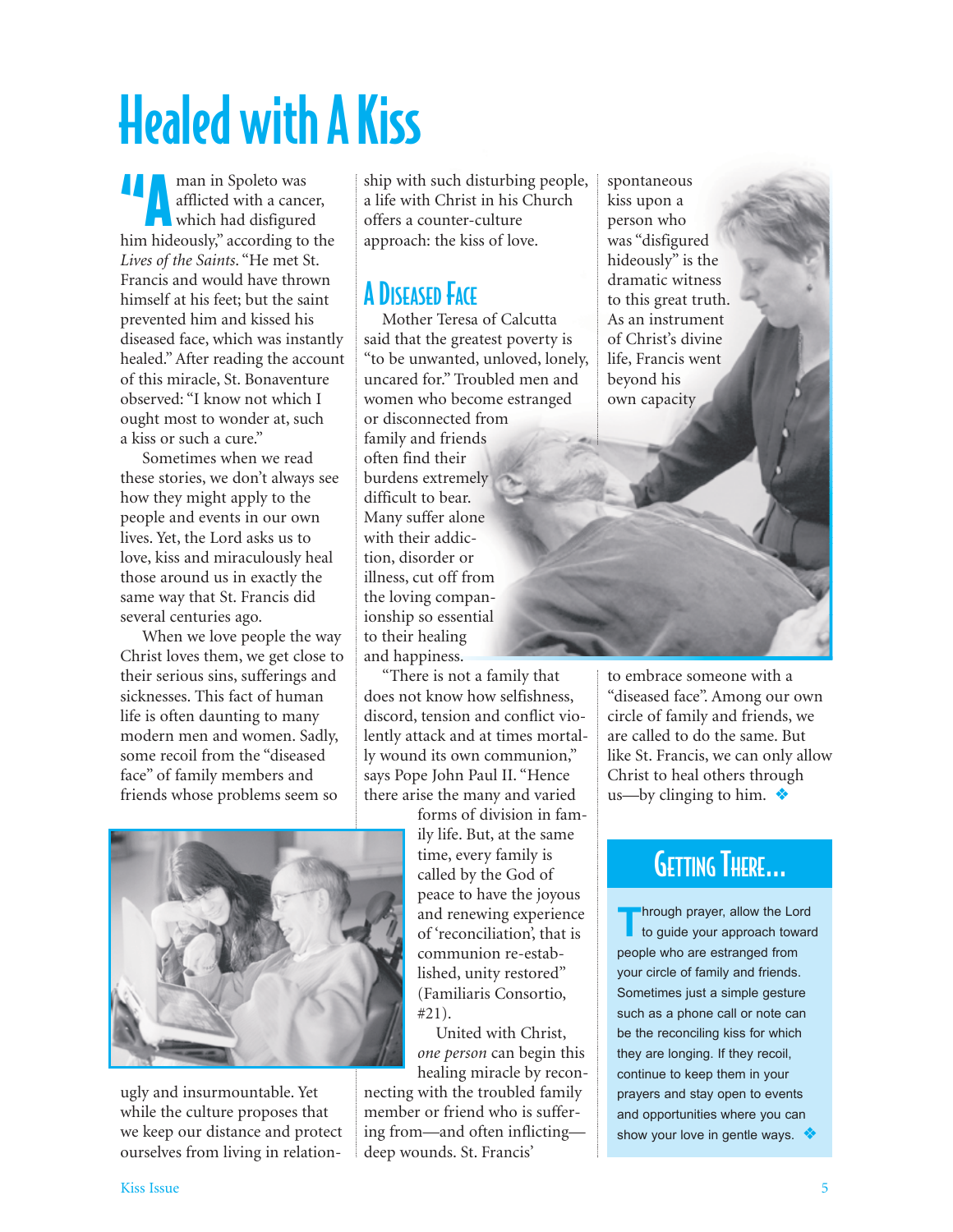# Healed with A Kiss

"A man in Spoleto was afflicted with a cancer, which had disfigured him hideously," according to the *Lives of the Saints*. "He met St. Francis and would have thrown himself at his feet; but the saint prevented him and kissed his diseased face, which was instantly healed." After reading the account of this miracle, St. Bonaventure observed: "I know not which I ought most to wonder at, such a kiss or such a cure."

Sometimes when we read these stories, we don't always see how they might apply to the people and events in our own lives. Yet, the Lord asks us to love, kiss and miraculously heal those around us in exactly the same way that St. Francis did several centuries ago.

When we love people the way Christ loves them, we get close to their serious sins, sufferings and sicknesses. This fact of human life is often daunting to many modern men and women. Sadly, some recoil from the "diseased face" of family members and friends whose problems seem so ugly and insurmountable. Yet while the culture proposes that we keep our distance and protect ourselves from living in relationship with such disturbing people, a life with Christ in his Church offers a counter-culture approach: the kiss of love.

## A Diseased Face

Mother Teresa of Calcutta said that the greatest poverty is "to be unwanted, unloved, lonely, uncared for." Troubled men and women who become estranged or disconnected from family and friends often find their burdens extremely difficult to bear. Many suffer alone with their addiction, disorder or illness, cut off from the loving companionship so essential to their healing and happiness.

"There is not a family that does not know how selfishness, discord, tension and conflict violently attack and at times mortally wound its own communion," says Pope John Paul II. "Hence there arise the many and varied forms of division in family life. But, at the same time, every family is called by the God of peace to have the joyous and renewing experience of 'reconciliation', that is communion re-established, unity restored" (Familiaris Consortio, #21).

United with Christ, *one person* can begin this healing miracle by reconnecting with the troubled family member or friend who is suffering from—and often inflicting—deep wounds. St. Francis' spontaneous kiss upon a person who was "disfigured hideously" is the dramatic witness to this great truth. As an instrument of Christ's divine life, Francis went beyond his own capacity to embrace someone with a "diseased face". Among our own circle of family and friends, we are called to do the same. But like St. Francis, we can only allow Christ to heal others through us—by clinging to him. ❖

## Getting There...

Through prayer, allow the Lord to guide your approach toward people who are estranged from your circle of family and friends. Sometimes just a simple gesture such as a phone call or note can be the reconciling kiss for which they are longing. If they recoil, continue to keep them in your prayers and stay open to events and opportunities where you can show your love in gentle ways. ❖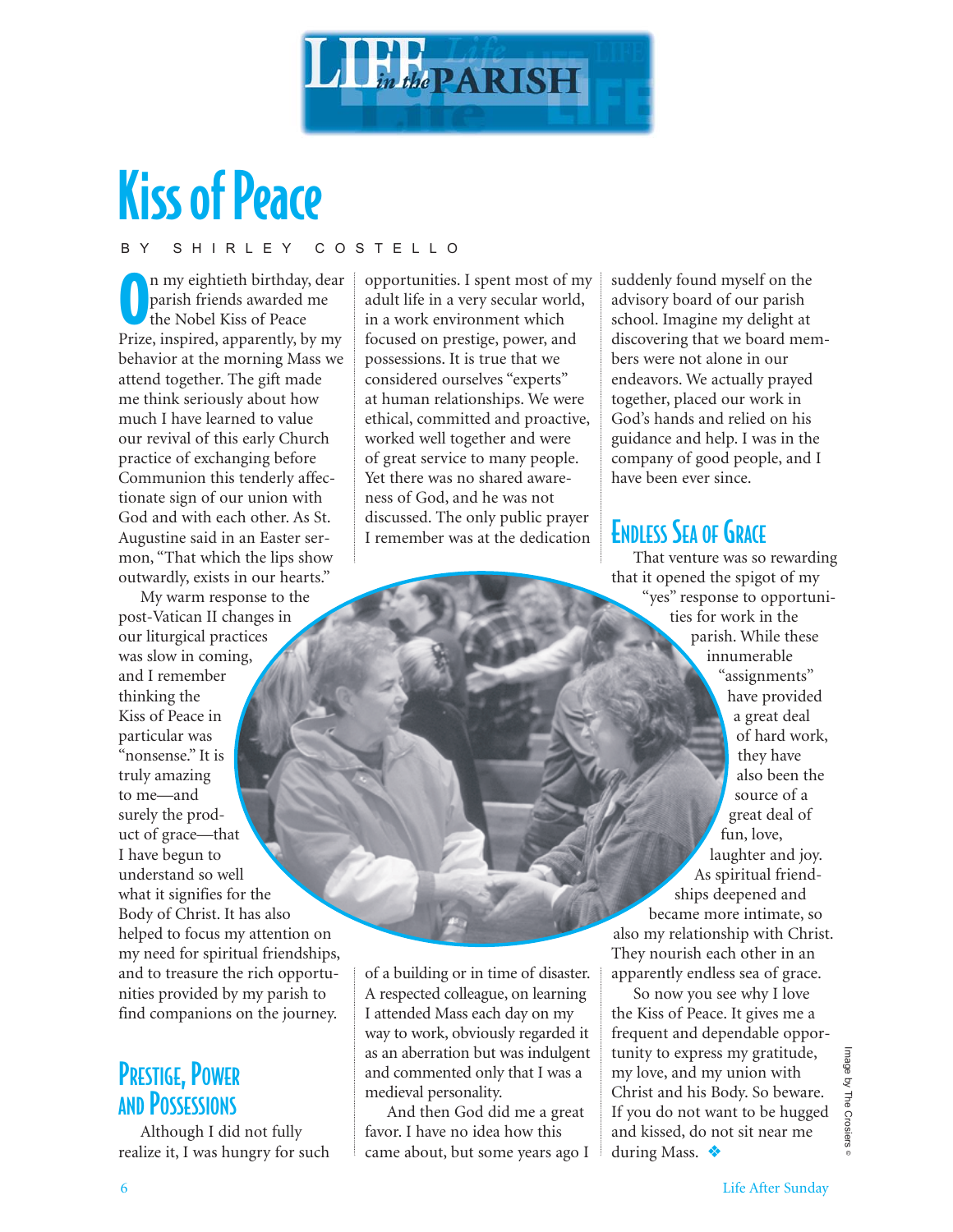# Kiss of Peace

BY SHIRLEY COSTELLO

On my eightieth birthday, dear parish friends awarded me the Nobel Kiss of Peace Prize, inspired, apparently, by my behavior at the morning Mass we attend together. The gift made me think seriously about how much I have learned to value our revival of this early Church practice of exchanging before Communion this tenderly affectionate sign of our union with God and with each other. As St. Augustine said in an Easter sermon, "That which the lips show outwardly, exists in our hearts."

My warm response to the post-Vatican II changes in our liturgical practices was slow in coming, and I remember thinking the Kiss of Peace in particular was "nonsense." It is truly amazing to me—and surely the product of grace—that I have begun to understand so well what it signifies for the Body of Christ. It has also helped to focus my attention on my need for spiritual friendships, and to treasure the rich opportunities provided by my parish to find companions on the journey.

## Prestige, Power and Possessions

Although I did not fully realize it, I was hungry for such opportunities. I spent most of my adult life in a very secular world, in a work environment which focused on prestige, power, and possessions. It is true that we considered ourselves "experts" at human relationships. We were ethical, committed and proactive, worked well together and were of great service to many people. Yet there was no shared awareness of God, and he was not discussed. The only public prayer I remember was at the dedication of a building or in time of disaster. A respected colleague, on learning I attended Mass each day on my way to work, obviously regarded it as an aberration but was indulgent and commented only that I was a medieval personality.

And then God did me a great favor. I have no idea how this came about, but some years ago I suddenly found myself on the advisory board of our parish school. Imagine my delight at discovering that we board members were not alone in our endeavors. We actually prayed together, placed our work in God's hands and relied on his guidance and help. I was in the company of good people, and I have been ever since.

## Endless Sea of Grace

That venture was so rewarding that it opened the spigot of my "yes" response to opportunities for work in the parish. While these innumerable "assignments" have provided a great deal of hard work, they have also been the source of a great deal of fun, love, laughter and joy. As spiritual friendships deepened and became more intimate, so also my relationship with Christ. They nourish each other in an apparently endless sea of grace.

So now you see why I love the Kiss of Peace. It gives me a frequent and dependable opportunity to express my gratitude, my love, and my union with Christ and his Body. So beware. If you do not want to be hugged and kissed, do not sit near me during Mass. ❖

Image by The Crosiers ©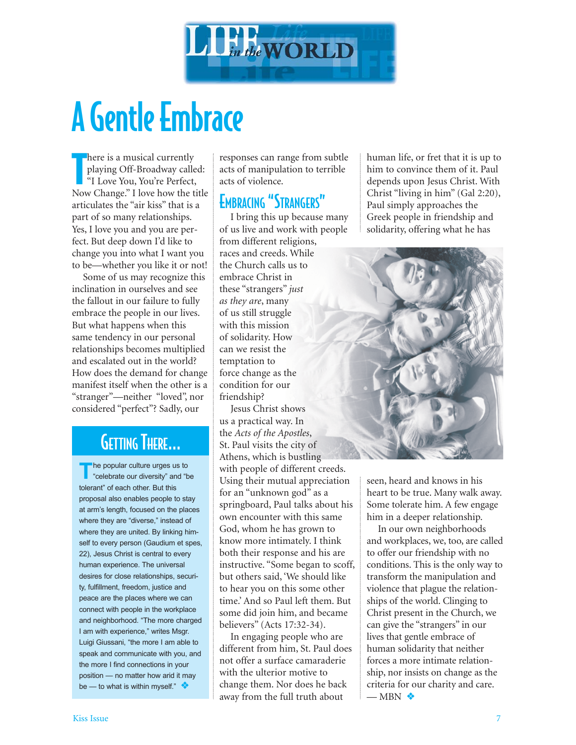# A Gentle Embrace

There is a musical currently playing Off-Broadway called: "I Love You, You're Perfect, Now Change." I love how the title articulates the "air kiss" that is a part of so many relationships. Yes, I love you and you are perfect. But deep down I'd like to change you into what I want you to be—whether you like it or not!

Some of us may recognize this inclination in ourselves and see the fallout in our failure to fully embrace the people in our lives. But what happens when this same tendency in our personal relationships becomes multiplied and escalated out in the world? How does the demand for change manifest itself when the other is a "stranger"—neither "loved", nor considered "perfect"? Sadly, our responses can range from subtle acts of manipulation to terrible acts of violence.

## Embracing "Strangers"

I bring this up because many of us live and work with people from different religions, races and creeds. While the Church calls us to embrace Christ in these "strangers" *just as they are*, many of us still struggle with this mission of solidarity. How can we resist the temptation to force change as the condition for our friendship?

Jesus Christ shows us a practical way. In the *Acts of the Apostles*, St. Paul visits the city of Athens, which is bustling with people of different creeds. Using their mutual appreciation for an "unknown god" as a springboard, Paul talks about his own encounter with this same God, whom he has grown to know more intimately. I think both their response and his are instructive. "Some began to scoff, but others said, 'We should like to hear you on this some other time.' And so Paul left them. But some did join him, and became believers" (Acts 17:32-34).

In engaging people who are different from him, St. Paul does not offer a surface camaraderie with the ulterior motive to change them. Nor does he back away from the full truth about human life, or fret that it is up to him to convince them of it. Paul depends upon Jesus Christ. With Christ "living in him" (Gal 2:20), Paul simply approaches the Greek people in friendship and solidarity, offering what he has seen, heard and knows in his heart to be true. Many walk away. Some tolerate him. A few engage him in a deeper relationship.

In our own neighborhoods and workplaces, we, too, are called to offer our friendship with no conditions. This is the only way to transform the manipulation and violence that plague the relationships of the world. Clinging to Christ present in the Church, we can give the "strangers" in our lives that gentle embrace of human solidarity that neither forces a more intimate relationship, nor insists on change as the criteria for our charity and care.
— MBN ❖

## Getting There...

The popular culture urges us to "celebrate our diversity" and "be tolerant" of each other. But this proposal also enables people to stay at arm's length, focused on the places where they are "diverse," instead of where they are united. By linking himself to every person (Gaudium et spes, 22), Jesus Christ is central to every human experience. The universal desires for close relationships, security, fulfillment, freedom, justice and peace are the places where we can connect with people in the workplace and neighborhood. "The more charged I am with experience," writes Msgr. Luigi Giussani, "the more I am able to speak and communicate with you, and the more I find connections in your position — no matter how arid it may be — to what is within myself." ❖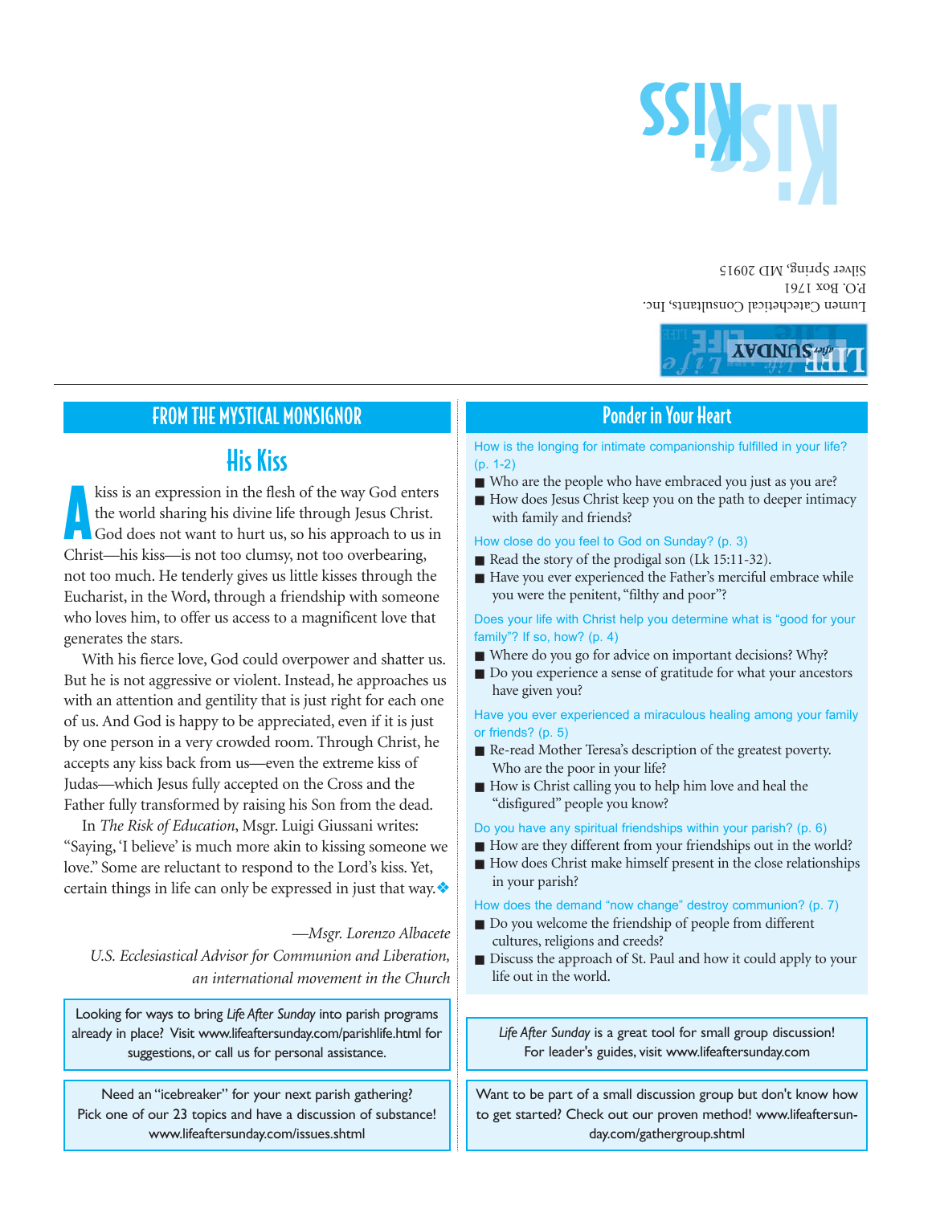Kiss

Lumen Catechetical Consultants, Inc.
P.O. Box 1761
Silver Spring, MD 20915

## FROM THE MYSTICAL MONSIGNOR

### His Kiss

A kiss is an expression in the flesh of the way God enters the world sharing his divine life through Jesus Christ. God does not want to hurt us, so his approach to us in Christ—his kiss—is not too clumsy, not too overbearing, not too much. He tenderly gives us little kisses through the Eucharist, in the Word, through a friendship with someone who loves him, to offer us access to a magnificent love that generates the stars.

With his fierce love, God could overpower and shatter us. But he is not aggressive or violent. Instead, he approaches us with an attention and gentility that is just right for each one of us. And God is happy to be appreciated, even if it is just by one person in a very crowded room. Through Christ, he accepts any kiss back from us—even the extreme kiss of Judas—which Jesus fully accepted on the Cross and the Father fully transformed by raising his Son from the dead.

In *The Risk of Education*, Msgr. Luigi Giussani writes: "Saying, 'I believe' is much more akin to kissing someone we love." Some are reluctant to respond to the Lord's kiss. Yet, certain things in life can only be expressed in just that way.❖

*—Msgr. Lorenzo Albacete*
*U.S. Ecclesiastical Advisor for Communion and Liberation, an international movement in the Church*

Looking for ways to bring *Life After Sunday* into parish programs already in place? Visit www.lifeaftersunday.com/parishlife.html for suggestions, or call us for personal assistance.

Need an "icebreaker" for your next parish gathering? Pick one of our 23 topics and have a discussion of substance! www.lifeaftersunday.com/issues.shtml

## Ponder in Your Heart

How is the longing for intimate companionship fulfilled in your life? (p. 1-2)

- Who are the people who have embraced you just as you are?
- How does Jesus Christ keep you on the path to deeper intimacy with family and friends?

How close do you feel to God on Sunday? (p. 3)

- Read the story of the prodigal son (Lk 15:11-32).
- Have you ever experienced the Father's merciful embrace while you were the penitent, "filthy and poor"?

Does your life with Christ help you determine what is "good for your family"? If so, how? (p. 4)

- Where do you go for advice on important decisions? Why?
- Do you experience a sense of gratitude for what your ancestors have given you?

Have you ever experienced a miraculous healing among your family or friends? (p. 5)

- Re-read Mother Teresa's description of the greatest poverty. Who are the poor in your life?
- How is Christ calling you to help him love and heal the "disfigured" people you know?

Do you have any spiritual friendships within your parish? (p. 6)

- How are they different from your friendships out in the world?
- How does Christ make himself present in the close relationships in your parish?

How does the demand "now change" destroy communion? (p. 7)

- Do you welcome the friendship of people from different cultures, religions and creeds?
- Discuss the approach of St. Paul and how it could apply to your life out in the world.

*Life After Sunday* is a great tool for small group discussion! For leader's guides, visit www.lifeaftersunday.com

Want to be part of a small discussion group but don't know how to get started? Check out our proven method! www.lifeaftersunday.com/gathergroup.shtml